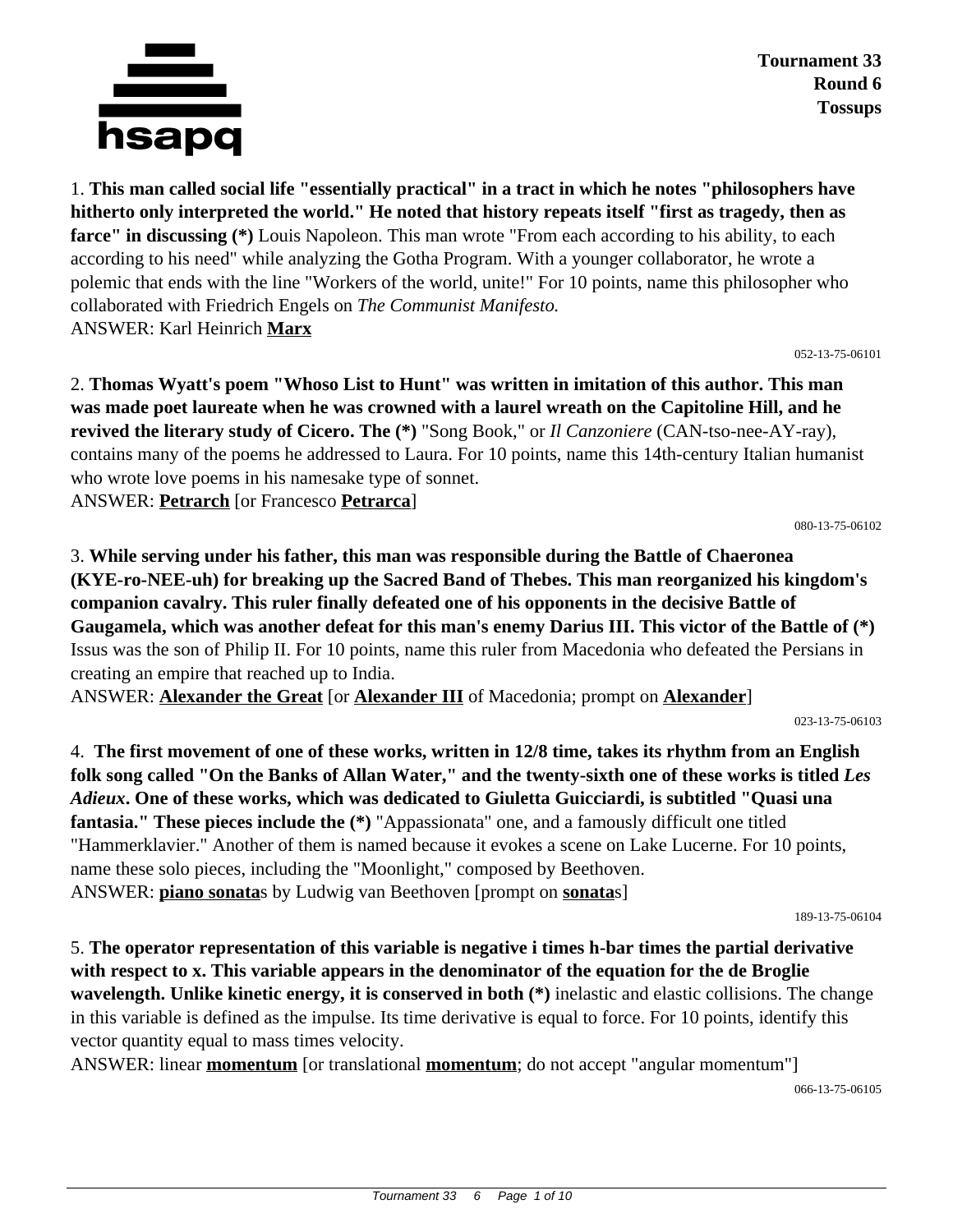**Tournament 33**
**Round 6**
**Tossups**

1. **This man called social life "essentially practical" in a tract in which he notes "philosophers have hitherto only interpreted the world." He noted that history repeats itself "first as tragedy, then as farce" in discussing (*)** Louis Napoleon. This man wrote "From each according to his ability, to each according to his need" while analyzing the Gotha Program. With a younger collaborator, he wrote a polemic that ends with the line "Workers of the world, unite!" For 10 points, name this philosopher who collaborated with Friedrich Engels on *The Communist Manifesto.*
ANSWER: Karl Heinrich **Marx**

052-13-75-06101

2. **Thomas Wyatt's poem "Whoso List to Hunt" was written in imitation of this author. This man was made poet laureate when he was crowned with a laurel wreath on the Capitoline Hill, and he revived the literary study of Cicero. The (*)** "Song Book," or *Il Canzoniere* (CAN-tso-nee-AY-ray), contains many of the poems he addressed to Laura. For 10 points, name this 14th-century Italian humanist who wrote love poems in his namesake type of sonnet.
ANSWER: **Petrarch** [or Francesco **Petrarca**]

080-13-75-06102

3. **While serving under his father, this man was responsible during the Battle of Chaeronea (KYE-ro-NEE-uh) for breaking up the Sacred Band of Thebes. This man reorganized his kingdom's companion cavalry. This ruler finally defeated one of his opponents in the decisive Battle of Gaugamela, which was another defeat for this man's enemy Darius III. This victor of the Battle of (*)** Issus was the son of Philip II. For 10 points, name this ruler from Macedonia who defeated the Persians in creating an empire that reached up to India.
ANSWER: **Alexander the Great** [or **Alexander III** of Macedonia; prompt on **Alexander**]

023-13-75-06103

4. **The first movement of one of these works, written in 12/8 time, takes its rhythm from an English folk song called "On the Banks of Allan Water," and the twenty-sixth one of these works is titled *Les Adieux*. One of these works, which was dedicated to Giuletta Guicciardi, is subtitled "Quasi una fantasia." These pieces include the (*)** "Appassionata" one, and a famously difficult one titled "Hammerklavier." Another of them is named because it evokes a scene on Lake Lucerne. For 10 points, name these solo pieces, including the "Moonlight," composed by Beethoven.
ANSWER: **piano sonata**s by Ludwig van Beethoven [prompt on **sonata**s]

189-13-75-06104

5. **The operator representation of this variable is negative i times h-bar times the partial derivative with respect to x. This variable appears in the denominator of the equation for the de Broglie wavelength. Unlike kinetic energy, it is conserved in both (*)** inelastic and elastic collisions. The change in this variable is defined as the impulse. Its time derivative is equal to force. For 10 points, identify this vector quantity equal to mass times velocity.
ANSWER: linear **momentum** [or translational **momentum**; do not accept "angular momentum"]

066-13-75-06105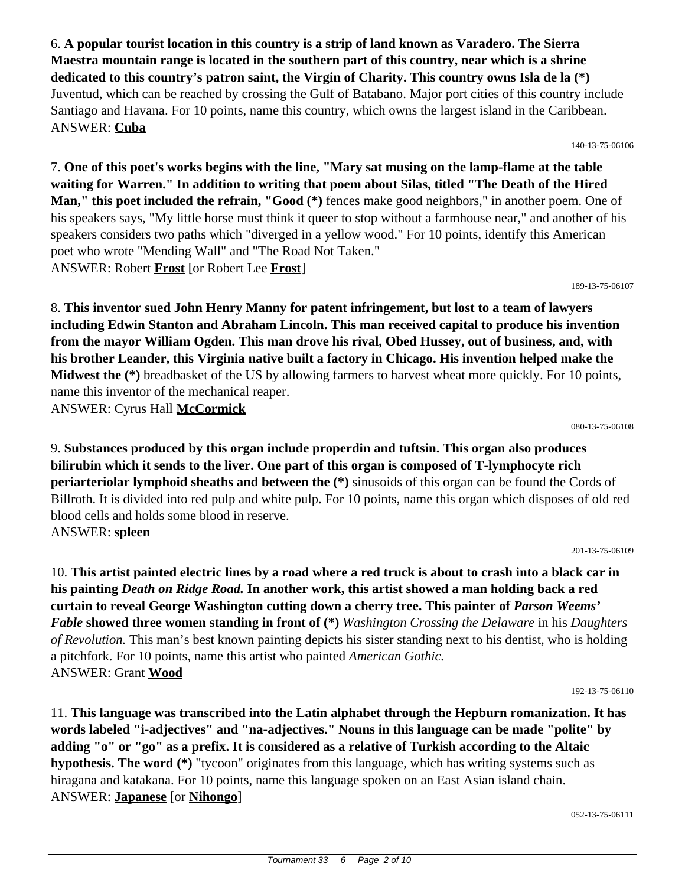6. **A popular tourist location in this country is a strip of land known as Varadero. The Sierra Maestra mountain range is located in the southern part of this country, near which is a shrine dedicated to this country's patron saint, the Virgin of Charity. This country owns Isla de la (*)** Juventud, which can be reached by crossing the Gulf of Batabano. Major port cities of this country include Santiago and Havana. For 10 points, name this country, which owns the largest island in the Caribbean.
ANSWER: **Cuba**

140-13-75-06106

7. **One of this poet's works begins with the line, "Mary sat musing on the lamp-flame at the table waiting for Warren." In addition to writing that poem about Silas, titled "The Death of the Hired Man," this poet included the refrain, "Good (*)** fences make good neighbors," in another poem. One of his speakers says, "My little horse must think it queer to stop without a farmhouse near," and another of his speakers considers two paths which "diverged in a yellow wood." For 10 points, identify this American poet who wrote "Mending Wall" and "The Road Not Taken."
ANSWER: Robert **Frost** [or Robert Lee **Frost**]

189-13-75-06107

8. **This inventor sued John Henry Manny for patent infringement, but lost to a team of lawyers including Edwin Stanton and Abraham Lincoln. This man received capital to produce his invention from the mayor William Ogden. This man drove his rival, Obed Hussey, out of business, and, with his brother Leander, this Virginia native built a factory in Chicago. His invention helped make the Midwest the (*)** breadbasket of the US by allowing farmers to harvest wheat more quickly. For 10 points, name this inventor of the mechanical reaper.
ANSWER: Cyrus Hall **McCormick**

080-13-75-06108

9. **Substances produced by this organ include properdin and tuftsin. This organ also produces bilirubin which it sends to the liver. One part of this organ is composed of T-lymphocyte rich periarteriolar lymphoid sheaths and between the (*)** sinusoids of this organ can be found the Cords of Billroth. It is divided into red pulp and white pulp. For 10 points, name this organ which disposes of old red blood cells and holds some blood in reserve.
ANSWER: **spleen**

201-13-75-06109

10. **This artist painted electric lines by a road where a red truck is about to crash into a black car in his painting *Death on Ridge Road.* In another work, this artist showed a man holding back a red curtain to reveal George Washington cutting down a cherry tree. This painter of *Parson Weems' Fable* showed three women standing in front of (*)** *Washington Crossing the Delaware* in his *Daughters of Revolution.* This man's best known painting depicts his sister standing next to his dentist, who is holding a pitchfork. For 10 points, name this artist who painted *American Gothic.*
ANSWER: Grant **Wood**

192-13-75-06110

11. **This language was transcribed into the Latin alphabet through the Hepburn romanization. It has words labeled "i-adjectives" and "na-adjectives." Nouns in this language can be made "polite" by adding "o" or "go" as a prefix. It is considered as a relative of Turkish according to the Altaic hypothesis. The word (*)** "tycoon" originates from this language, which has writing systems such as hiragana and katakana. For 10 points, name this language spoken on an East Asian island chain.
ANSWER: **Japanese** [or **Nihongo**]

052-13-75-06111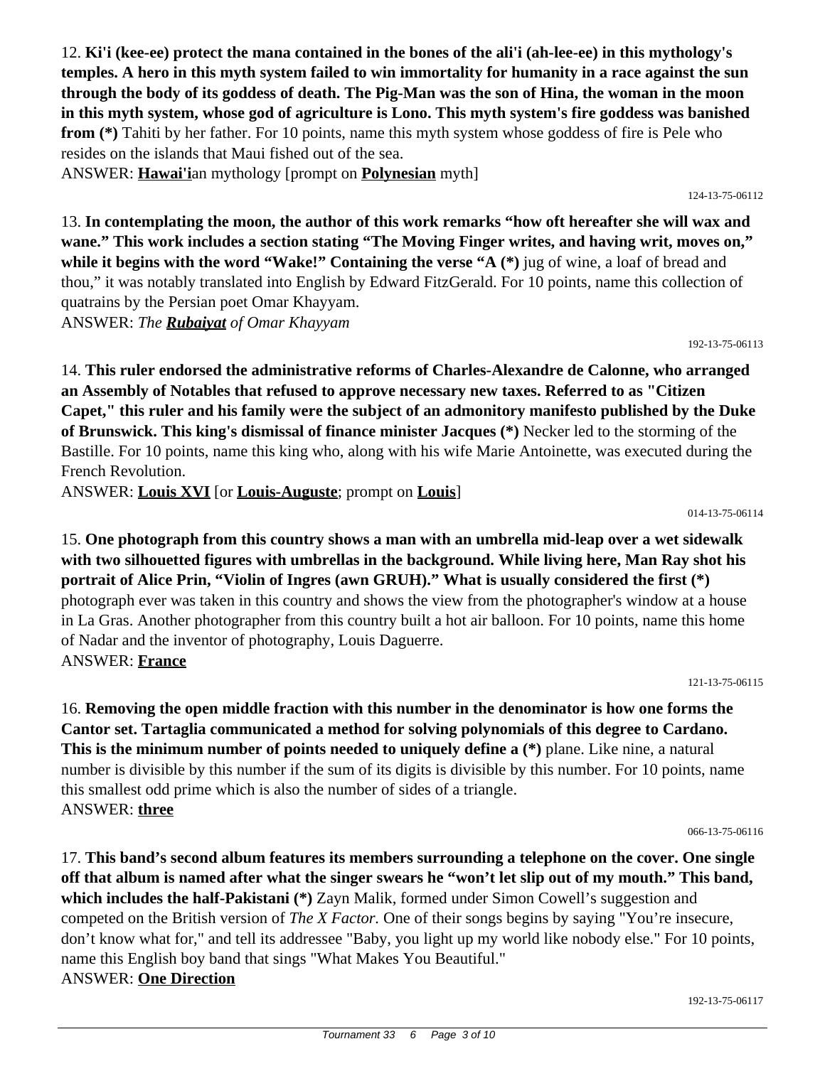12. **Ki'i (kee-ee) protect the mana contained in the bones of the ali'i (ah-lee-ee) in this mythology's temples. A hero in this myth system failed to win immortality for humanity in a race against the sun through the body of its goddess of death. The Pig-Man was the son of Hina, the woman in the moon in this myth system, whose god of agriculture is Lono. This myth system's fire goddess was banished from (*)** Tahiti by her father. For 10 points, name this myth system whose goddess of fire is Pele who resides on the islands that Maui fished out of the sea.

ANSWER: **Hawai'i**an mythology [prompt on **Polynesian** myth]

124-13-75-06112

13. **In contemplating the moon, the author of this work remarks "how oft hereafter she will wax and wane." This work includes a section stating "The Moving Finger writes, and having writ, moves on," while it begins with the word "Wake!" Containing the verse "A (*)** jug of wine, a loaf of bread and thou," it was notably translated into English by Edward FitzGerald. For 10 points, name this collection of quatrains by the Persian poet Omar Khayyam.

ANSWER: *The **Rubaiyat** of Omar Khayyam*

192-13-75-06113

14. **This ruler endorsed the administrative reforms of Charles-Alexandre de Calonne, who arranged an Assembly of Notables that refused to approve necessary new taxes. Referred to as "Citizen Capet," this ruler and his family were the subject of an admonitory manifesto published by the Duke of Brunswick. This king's dismissal of finance minister Jacques (*)** Necker led to the storming of the Bastille. For 10 points, name this king who, along with his wife Marie Antoinette, was executed during the French Revolution.

ANSWER: **Louis XVI** [or **Louis-Auguste**; prompt on **Louis**]

014-13-75-06114

15. **One photograph from this country shows a man with an umbrella mid-leap over a wet sidewalk with two silhouetted figures with umbrellas in the background. While living here, Man Ray shot his portrait of Alice Prin, "Violin of Ingres (awn GRUH)." What is usually considered the first (*)** photograph ever was taken in this country and shows the view from the photographer's window at a house in La Gras. Another photographer from this country built a hot air balloon. For 10 points, name this home of Nadar and the inventor of photography, Louis Daguerre.

ANSWER: **France**

121-13-75-06115

16. **Removing the open middle fraction with this number in the denominator is how one forms the Cantor set. Tartaglia communicated a method for solving polynomials of this degree to Cardano. This is the minimum number of points needed to uniquely define a (*)** plane. Like nine, a natural number is divisible by this number if the sum of its digits is divisible by this number. For 10 points, name this smallest odd prime which is also the number of sides of a triangle.

ANSWER: **three**

066-13-75-06116

17. **This band's second album features its members surrounding a telephone on the cover. One single off that album is named after what the singer swears he "won't let slip out of my mouth." This band, which includes the half-Pakistani (*)** Zayn Malik, formed under Simon Cowell's suggestion and competed on the British version of *The X Factor.* One of their songs begins by saying "You're insecure, don't know what for," and tell its addressee "Baby, you light up my world like nobody else." For 10 points, name this English boy band that sings "What Makes You Beautiful."

ANSWER: **One Direction**

192-13-75-06117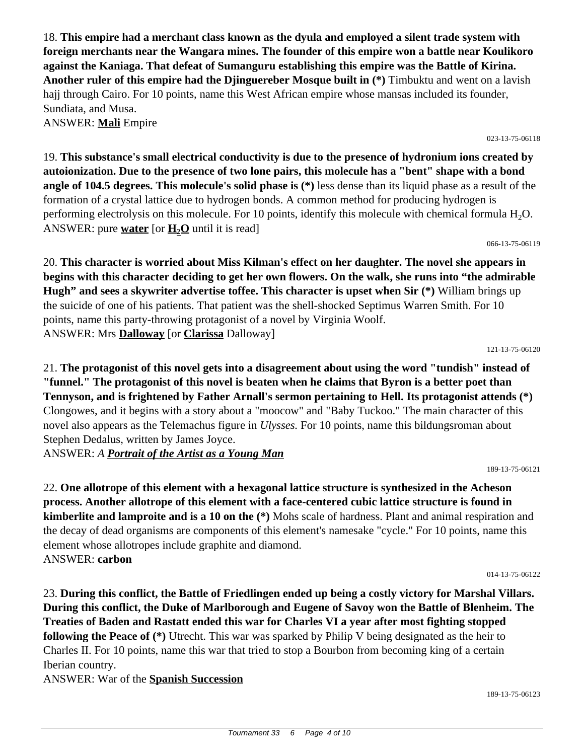18. **This empire had a merchant class known as the dyula and employed a silent trade system with foreign merchants near the Wangara mines. The founder of this empire won a battle near Koulikoro against the Kaniaga. That defeat of Sumanguru establishing this empire was the Battle of Kirina. Another ruler of this empire had the Djinguereber Mosque built in (*)** Timbuktu and went on a lavish hajj through Cairo. For 10 points, name this West African empire whose mansas included its founder, Sundiata, and Musa.
ANSWER: **Mali** Empire

023-13-75-06118

19. **This substance's small electrical conductivity is due to the presence of hydronium ions created by autoionization. Due to the presence of two lone pairs, this molecule has a "bent" shape with a bond angle of 104.5 degrees. This molecule's solid phase is (*)** less dense than its liquid phase as a result of the formation of a crystal lattice due to hydrogen bonds. A common method for producing hydrogen is performing electrolysis on this molecule. For 10 points, identify this molecule with chemical formula $H_2O$.
ANSWER: pure **water** [or **$H_2O$** until it is read]

066-13-75-06119

20. **This character is worried about Miss Kilman's effect on her daughter. The novel she appears in begins with this character deciding to get her own flowers. On the walk, she runs into "the admirable Hugh" and sees a skywriter advertise toffee. This character is upset when Sir (*)** William brings up the suicide of one of his patients. That patient was the shell-shocked Septimus Warren Smith. For 10 points, name this party-throwing protagonist of a novel by Virginia Woolf.
ANSWER: Mrs **Dalloway** [or **Clarissa** Dalloway]

121-13-75-06120

21. **The protagonist of this novel gets into a disagreement about using the word "tundish" instead of "funnel." The protagonist of this novel is beaten when he claims that Byron is a better poet than Tennyson, and is frightened by Father Arnall's sermon pertaining to Hell. Its protagonist attends (*)** Clongowes, and it begins with a story about a "moocow" and "Baby Tuckoo." The main character of this novel also appears as the Telemachus figure in *Ulysses.* For 10 points, name this bildungsroman about Stephen Dedalus, written by James Joyce.
ANSWER: *A **Portrait of the Artist as a Young Man***

189-13-75-06121

22. **One allotrope of this element with a hexagonal lattice structure is synthesized in the Acheson process. Another allotrope of this element with a face-centered cubic lattice structure is found in kimberlite and lamproite and is a 10 on the (*)** Mohs scale of hardness. Plant and animal respiration and the decay of dead organisms are components of this element's namesake "cycle." For 10 points, name this element whose allotropes include graphite and diamond.
ANSWER: **carbon**

014-13-75-06122

23. **During this conflict, the Battle of Friedlingen ended up being a costly victory for Marshal Villars. During this conflict, the Duke of Marlborough and Eugene of Savoy won the Battle of Blenheim. The Treaties of Baden and Rastatt ended this war for Charles VI a year after most fighting stopped following the Peace of (*)** Utrecht. This war was sparked by Philip V being designated as the heir to Charles II. For 10 points, name this war that tried to stop a Bourbon from becoming king of a certain Iberian country.
ANSWER: War of the **Spanish Succession**

189-13-75-06123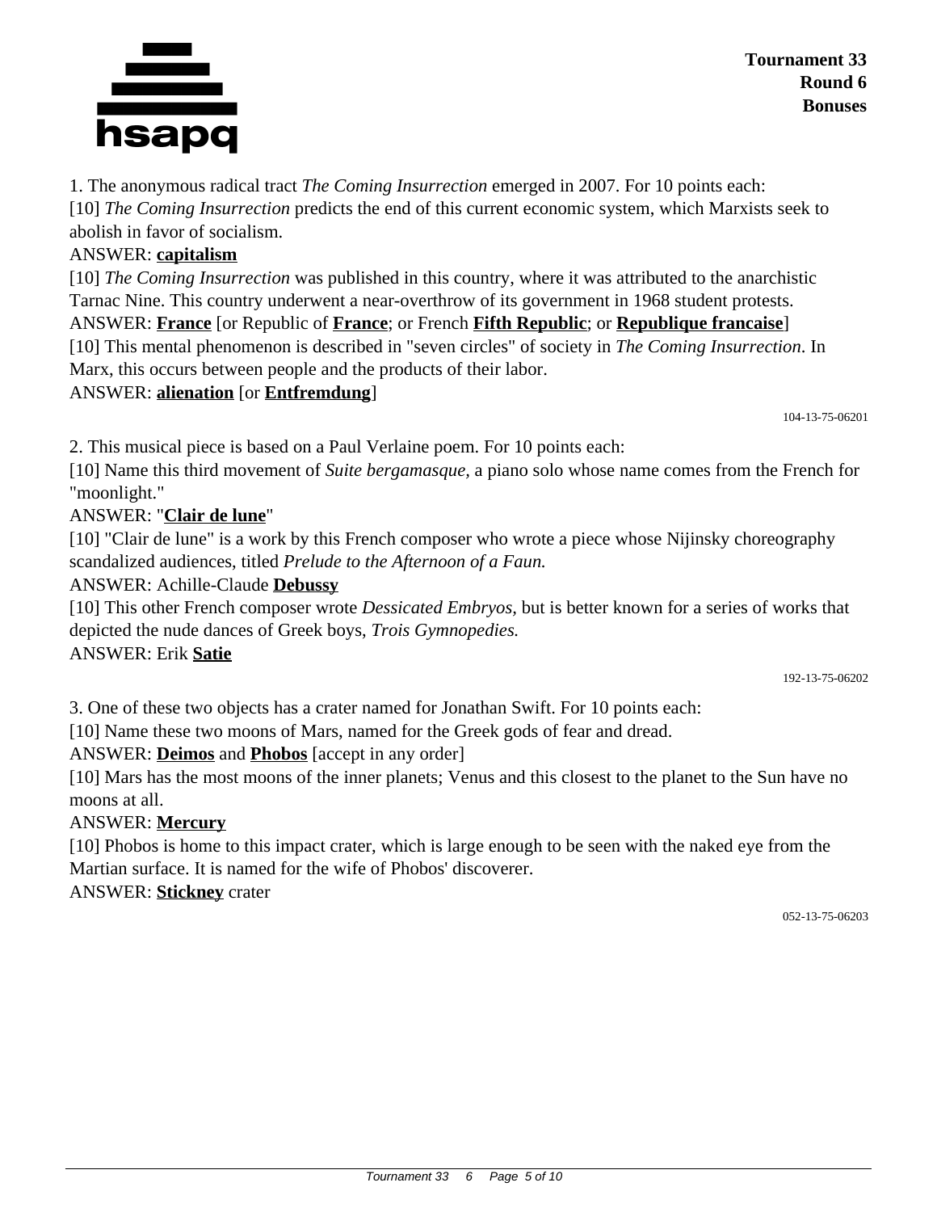Tournament 33
Round 6
Bonuses

1. The anonymous radical tract *The Coming Insurrection* emerged in 2007. For 10 points each:

[10] *The Coming Insurrection* predicts the end of this current economic system, which Marxists seek to abolish in favor of socialism.

ANSWER: **capitalism**

[10] *The Coming Insurrection* was published in this country, where it was attributed to the anarchistic Tarnac Nine. This country underwent a near-overthrow of its government in 1968 student protests.

ANSWER: **France** [or Republic of **France**; or French **Fifth Republic**; or **Republique francaise**]

[10] This mental phenomenon is described in "seven circles" of society in *The Coming Insurrection*. In Marx, this occurs between people and the products of their labor.

ANSWER: **alienation** [or **Entfremdung**]

104-13-75-06201

2. This musical piece is based on a Paul Verlaine poem. For 10 points each:

[10] Name this third movement of *Suite bergamasque,* a piano solo whose name comes from the French for "moonlight."

ANSWER: "**Clair de lune**"

[10] "Clair de lune" is a work by this French composer who wrote a piece whose Nijinsky choreography scandalized audiences, titled *Prelude to the Afternoon of a Faun.*

ANSWER: Achille-Claude **Debussy**

[10] This other French composer wrote *Dessicated Embryos,* but is better known for a series of works that depicted the nude dances of Greek boys, *Trois Gymnopedies.*

ANSWER: Erik **Satie**

192-13-75-06202

3. One of these two objects has a crater named for Jonathan Swift. For 10 points each:

[10] Name these two moons of Mars, named for the Greek gods of fear and dread.

ANSWER: **Deimos** and **Phobos** [accept in any order]

[10] Mars has the most moons of the inner planets; Venus and this closest to the planet to the Sun have no moons at all.

ANSWER: **Mercury**

[10] Phobos is home to this impact crater, which is large enough to be seen with the naked eye from the Martian surface. It is named for the wife of Phobos' discoverer.

ANSWER: **Stickney** crater

052-13-75-06203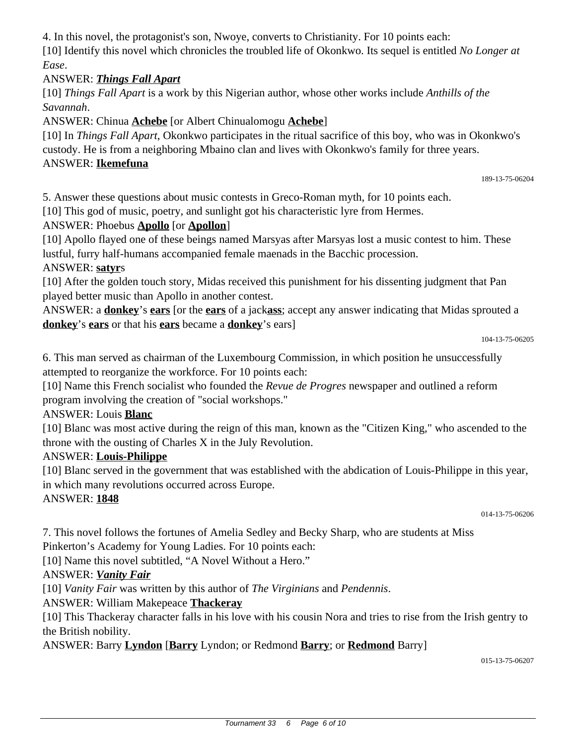4. In this novel, the protagonist's son, Nwoye, converts to Christianity. For 10 points each:

[10] Identify this novel which chronicles the troubled life of Okonkwo. Its sequel is entitled *No Longer at Ease*.

ANSWER: ***Things Fall Apart***

[10] *Things Fall Apart* is a work by this Nigerian author, whose other works include *Anthills of the Savannah*.

ANSWER: Chinua **Achebe** [or Albert Chinualomogu **Achebe**]

[10] In *Things Fall Apart*, Okonkwo participates in the ritual sacrifice of this boy, who was in Okonkwo's custody. He is from a neighboring Mbaino clan and lives with Okonkwo's family for three years.

ANSWER: **Ikemefuna**

189-13-75-06204

5. Answer these questions about music contests in Greco-Roman myth, for 10 points each.

[10] This god of music, poetry, and sunlight got his characteristic lyre from Hermes.

ANSWER: Phoebus **Apollo** [or **Apollon**]

[10] Apollo flayed one of these beings named Marsyas after Marsyas lost a music contest to him. These lustful, furry half-humans accompanied female maenads in the Bacchic procession.

ANSWER: **satyr**s

[10] After the golden touch story, Midas received this punishment for his dissenting judgment that Pan played better music than Apollo in another contest.

ANSWER: a **donkey**'s **ears** [or the **ears** of a jack**ass**; accept any answer indicating that Midas sprouted a **donkey**'s **ears** or that his **ears** became a **donkey**'s ears]

104-13-75-06205

6. This man served as chairman of the Luxembourg Commission, in which position he unsuccessfully attempted to reorganize the workforce. For 10 points each:

[10] Name this French socialist who founded the *Revue de Progres* newspaper and outlined a reform program involving the creation of "social workshops."

ANSWER: Louis **Blanc**

[10] Blanc was most active during the reign of this man, known as the "Citizen King," who ascended to the throne with the ousting of Charles X in the July Revolution.

ANSWER: **Louis-Philippe**

[10] Blanc served in the government that was established with the abdication of Louis-Philippe in this year, in which many revolutions occurred across Europe.

ANSWER: **1848**

014-13-75-06206

7. This novel follows the fortunes of Amelia Sedley and Becky Sharp, who are students at Miss Pinkerton's Academy for Young Ladies. For 10 points each:

[10] Name this novel subtitled, "A Novel Without a Hero."

ANSWER: ***Vanity Fair***

[10] *Vanity Fair* was written by this author of *The Virginians* and *Pendennis*.

ANSWER: William Makepeace **Thackeray**

[10] This Thackeray character falls in his love with his cousin Nora and tries to rise from the Irish gentry to the British nobility.

ANSWER: Barry **Lyndon** [**Barry** Lyndon; or Redmond **Barry**; or **Redmond** Barry]

015-13-75-06207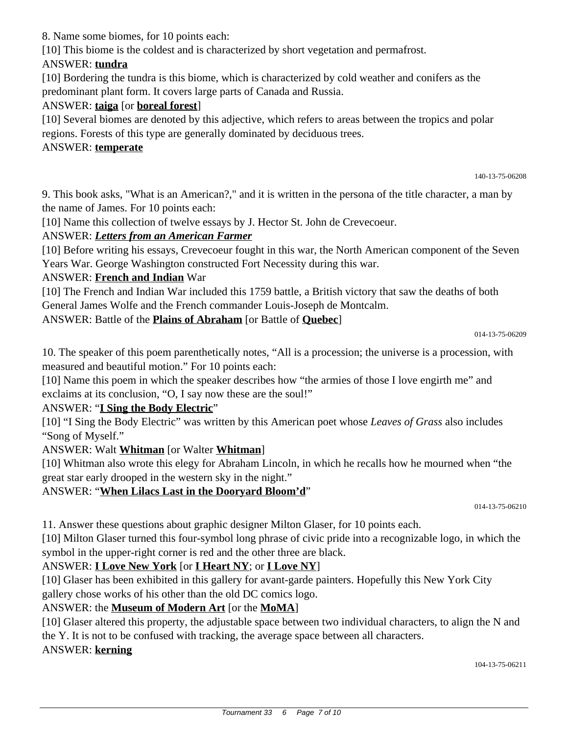8. Name some biomes, for 10 points each:

[10] This biome is the coldest and is characterized by short vegetation and permafrost.

ANSWER: **tundra**

[10] Bordering the tundra is this biome, which is characterized by cold weather and conifers as the predominant plant form. It covers large parts of Canada and Russia.

ANSWER: **taiga** [or **boreal forest**]

[10] Several biomes are denoted by this adjective, which refers to areas between the tropics and polar regions. Forests of this type are generally dominated by deciduous trees.

ANSWER: **temperate**

140-13-75-06208

9. This book asks, "What is an American?," and it is written in the persona of the title character, a man by the name of James. For 10 points each:

[10] Name this collection of twelve essays by J. Hector St. John de Crevecoeur.

ANSWER: ***Letters from an American Farmer***

[10] Before writing his essays, Crevecoeur fought in this war, the North American component of the Seven Years War. George Washington constructed Fort Necessity during this war.

ANSWER: **French and Indian** War

[10] The French and Indian War included this 1759 battle, a British victory that saw the deaths of both General James Wolfe and the French commander Louis-Joseph de Montcalm.

ANSWER: Battle of the **Plains of Abraham** [or Battle of **Quebec**]

014-13-75-06209

10. The speaker of this poem parenthetically notes, "All is a procession; the universe is a procession, with measured and beautiful motion." For 10 points each:

[10] Name this poem in which the speaker describes how "the armies of those I love engirth me" and exclaims at its conclusion, "O, I say now these are the soul!"

ANSWER: "**I Sing the Body Electric**"

[10] "I Sing the Body Electric" was written by this American poet whose *Leaves of Grass* also includes "Song of Myself."

ANSWER: Walt **Whitman** [or Walter **Whitman**]

[10] Whitman also wrote this elegy for Abraham Lincoln, in which he recalls how he mourned when "the great star early drooped in the western sky in the night."

ANSWER: "**When Lilacs Last in the Dooryard Bloom'd**"

014-13-75-06210

11. Answer these questions about graphic designer Milton Glaser, for 10 points each.

[10] Milton Glaser turned this four-symbol long phrase of civic pride into a recognizable logo, in which the symbol in the upper-right corner is red and the other three are black.

ANSWER: **I Love New York** [or **I Heart NY**; or **I Love NY**]

[10] Glaser has been exhibited in this gallery for avant-garde painters. Hopefully this New York City gallery chose works of his other than the old DC comics logo.

ANSWER: the **Museum of Modern Art** [or the **MoMA**]

[10] Glaser altered this property, the adjustable space between two individual characters, to align the N and the Y. It is not to be confused with tracking, the average space between all characters.

ANSWER: **kerning**

104-13-75-06211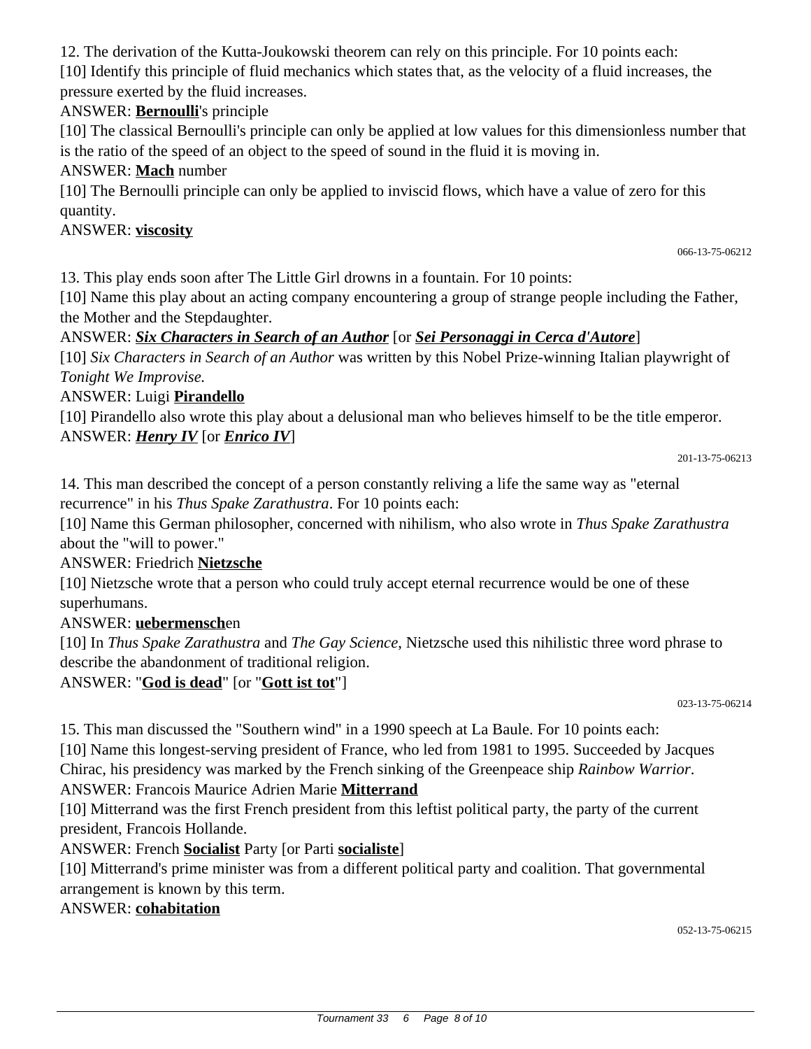12. The derivation of the Kutta-Joukowski theorem can rely on this principle. For 10 points each:

[10] Identify this principle of fluid mechanics which states that, as the velocity of a fluid increases, the pressure exerted by the fluid increases.

ANSWER: **Bernoulli**'s principle

[10] The classical Bernoulli's principle can only be applied at low values for this dimensionless number that is the ratio of the speed of an object to the speed of sound in the fluid it is moving in.

ANSWER: **Mach** number

[10] The Bernoulli principle can only be applied to inviscid flows, which have a value of zero for this quantity.

ANSWER: **viscosity**

066-13-75-06212

13. This play ends soon after The Little Girl drowns in a fountain. For 10 points:

[10] Name this play about an acting company encountering a group of strange people including the Father, the Mother and the Stepdaughter.

ANSWER: ***Six Characters in Search of an Author*** [or ***Sei Personaggi in Cerca d'Autore***]

[10] *Six Characters in Search of an Author* was written by this Nobel Prize-winning Italian playwright of *Tonight We Improvise.*

ANSWER: Luigi **Pirandello**

[10] Pirandello also wrote this play about a delusional man who believes himself to be the title emperor.

ANSWER: ***Henry IV*** [or ***Enrico IV***]

201-13-75-06213

14. This man described the concept of a person constantly reliving a life the same way as "eternal recurrence" in his *Thus Spake Zarathustra*. For 10 points each:

[10] Name this German philosopher, concerned with nihilism, who also wrote in *Thus Spake Zarathustra* about the "will to power."

ANSWER: Friedrich **Nietzsche**

[10] Nietzsche wrote that a person who could truly accept eternal recurrence would be one of these superhumans.

ANSWER: **uebermensch**en

[10] In *Thus Spake Zarathustra* and *The Gay Science*, Nietzsche used this nihilistic three word phrase to describe the abandonment of traditional religion.

ANSWER: "**God is dead**" [or "**Gott ist tot**"]

023-13-75-06214

15. This man discussed the "Southern wind" in a 1990 speech at La Baule. For 10 points each:

[10] Name this longest-serving president of France, who led from 1981 to 1995. Succeeded by Jacques Chirac, his presidency was marked by the French sinking of the Greenpeace ship *Rainbow Warrior*.

ANSWER: Francois Maurice Adrien Marie **Mitterrand**

[10] Mitterrand was the first French president from this leftist political party, the party of the current president, Francois Hollande.

ANSWER: French **Socialist** Party [or Parti **socialiste**]

[10] Mitterrand's prime minister was from a different political party and coalition. That governmental arrangement is known by this term.

ANSWER: **cohabitation**

052-13-75-06215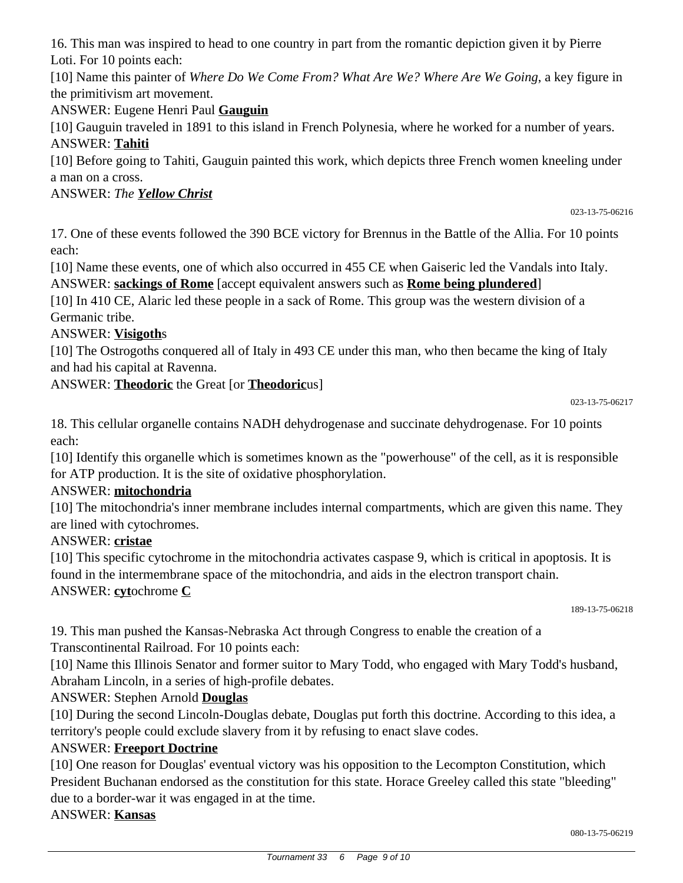16. This man was inspired to head to one country in part from the romantic depiction given it by Pierre Loti. For 10 points each:

[10] Name this painter of *Where Do We Come From? What Are We? Where Are We Going*, a key figure in the primitivism art movement.

ANSWER: Eugene Henri Paul **Gauguin**

[10] Gauguin traveled in 1891 to this island in French Polynesia, where he worked for a number of years.

ANSWER: **Tahiti**

[10] Before going to Tahiti, Gauguin painted this work, which depicts three French women kneeling under a man on a cross.

ANSWER: *The **Yellow Christ***

023-13-75-06216

17. One of these events followed the 390 BCE victory for Brennus in the Battle of the Allia. For 10 points each:

[10] Name these events, one of which also occurred in 455 CE when Gaiseric led the Vandals into Italy.

ANSWER: **sackings of Rome** [accept equivalent answers such as **Rome being plundered**]

[10] In 410 CE, Alaric led these people in a sack of Rome. This group was the western division of a Germanic tribe.

ANSWER: **Visigoth**s

[10] The Ostrogoths conquered all of Italy in 493 CE under this man, who then became the king of Italy and had his capital at Ravenna.

ANSWER: **Theodoric** the Great [or **Theodoric**us]

023-13-75-06217

18. This cellular organelle contains NADH dehydrogenase and succinate dehydrogenase. For 10 points each:

[10] Identify this organelle which is sometimes known as the "powerhouse" of the cell, as it is responsible for ATP production. It is the site of oxidative phosphorylation.

ANSWER: **mitochondria**

[10] The mitochondria's inner membrane includes internal compartments, which are given this name. They are lined with cytochromes.

ANSWER: **cristae**

[10] This specific cytochrome in the mitochondria activates caspase 9, which is critical in apoptosis. It is found in the intermembrane space of the mitochondria, and aids in the electron transport chain.

ANSWER: **cyt**ochrome **C**

189-13-75-06218

19. This man pushed the Kansas-Nebraska Act through Congress to enable the creation of a Transcontinental Railroad. For 10 points each:

[10] Name this Illinois Senator and former suitor to Mary Todd, who engaged with Mary Todd's husband, Abraham Lincoln, in a series of high-profile debates.

ANSWER: Stephen Arnold **Douglas**

[10] During the second Lincoln-Douglas debate, Douglas put forth this doctrine. According to this idea, a territory's people could exclude slavery from it by refusing to enact slave codes.

ANSWER: **Freeport Doctrine**

[10] One reason for Douglas' eventual victory was his opposition to the Lecompton Constitution, which President Buchanan endorsed as the constitution for this state. Horace Greeley called this state "bleeding" due to a border-war it was engaged in at the time.

ANSWER: **Kansas**

080-13-75-06219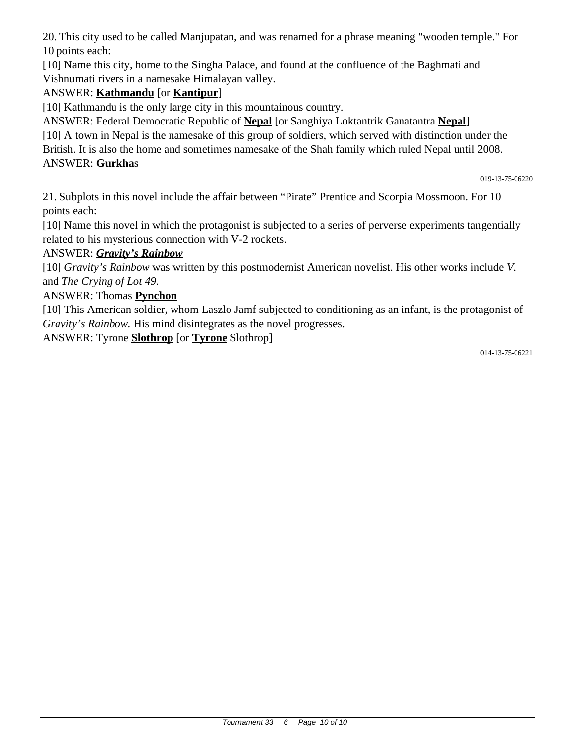20. This city used to be called Manjupatan, and was renamed for a phrase meaning "wooden temple." For 10 points each:

[10] Name this city, home to the Singha Palace, and found at the confluence of the Baghmati and Vishnumati rivers in a namesake Himalayan valley.

ANSWER: **Kathmandu** [or **Kantipur**]

[10] Kathmandu is the only large city in this mountainous country.

ANSWER: Federal Democratic Republic of **Nepal** [or Sanghiya Loktantrik Ganatantra **Nepal**]

[10] A town in Nepal is the namesake of this group of soldiers, which served with distinction under the British. It is also the home and sometimes namesake of the Shah family which ruled Nepal until 2008.

ANSWER: **Gurkha**s

019-13-75-06220

21. Subplots in this novel include the affair between "Pirate" Prentice and Scorpia Mossmoon. For 10 points each:

[10] Name this novel in which the protagonist is subjected to a series of perverse experiments tangentially related to his mysterious connection with V-2 rockets.

ANSWER: ***Gravity's Rainbow***

[10] *Gravity's Rainbow* was written by this postmodernist American novelist. His other works include *V.* and *The Crying of Lot 49.*

ANSWER: Thomas **Pynchon**

[10] This American soldier, whom Laszlo Jamf subjected to conditioning as an infant, is the protagonist of *Gravity's Rainbow.* His mind disintegrates as the novel progresses.

ANSWER: Tyrone **Slothrop** [or **Tyrone** Slothrop]

014-13-75-06221